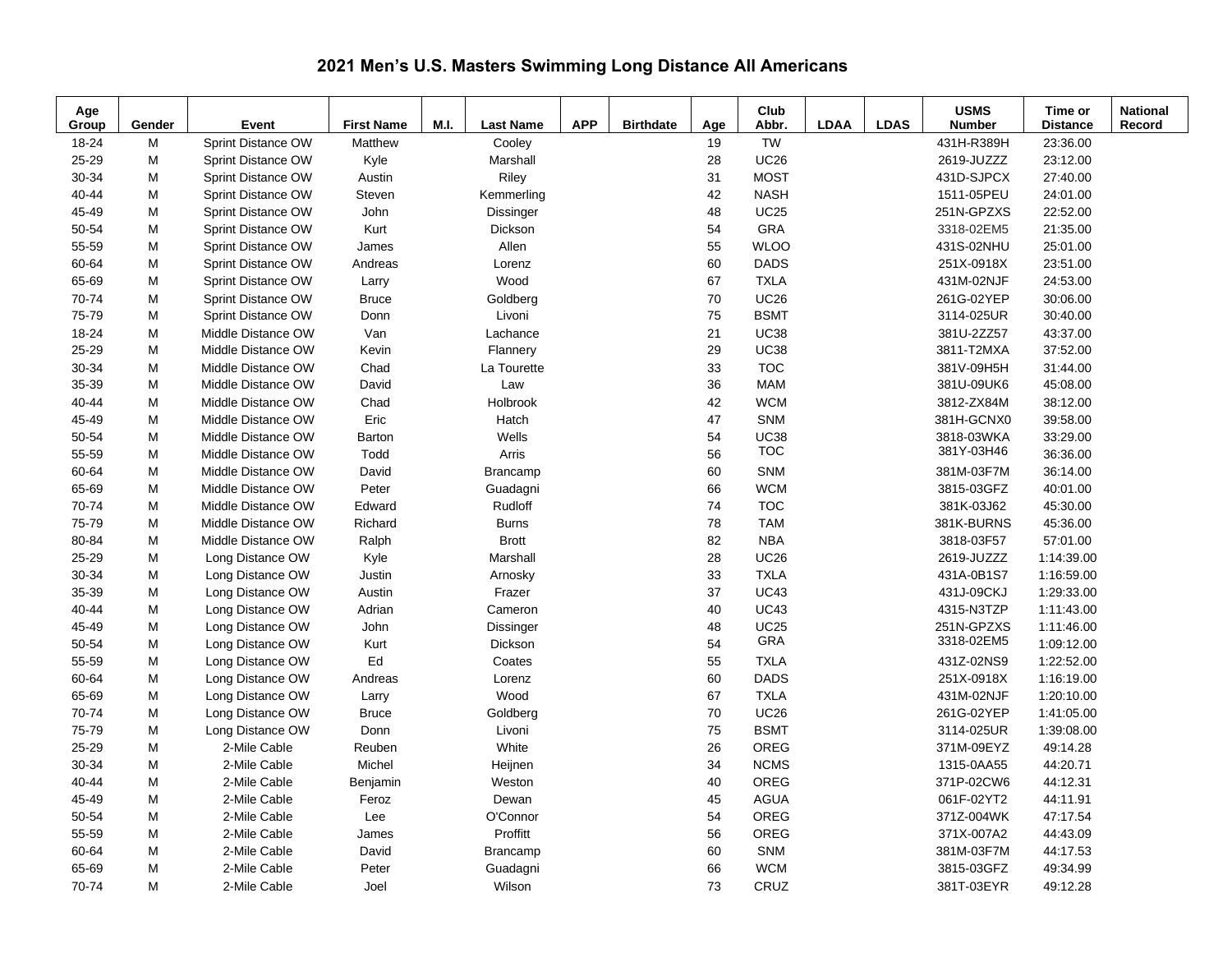# 2021 Men's U.S. Masters Swimming Long Distance All Americans

| Age Group | Gender | Event | First Name | M.I. | Last Name | APP | Birthdate | Age | Club Abbr. | LDAA | LDAS | USMS Number | Time or Distance | National Record |
|---|---|---|---|---|---|---|---|---|---|---|---|---|---|---|
| 18-24 | M | Sprint Distance OW | Matthew | | Cooley | | | 19 | TW | | | 431H-R389H | 23:36.00 | |
| 25-29 | M | Sprint Distance OW | Kyle | | Marshall | | | 28 | UC26 | | | 2619-JUZZZ | 23:12.00 | |
| 30-34 | M | Sprint Distance OW | Austin | | Riley | | | 31 | MOST | | | 431D-SJPCX | 27:40.00 | |
| 40-44 | M | Sprint Distance OW | Steven | | Kemmerling | | | 42 | NASH | | | 1511-05PEU | 24:01.00 | |
| 45-49 | M | Sprint Distance OW | John | | Dissinger | | | 48 | UC25 | | | 251N-GPZXS | 22:52.00 | |
| 50-54 | M | Sprint Distance OW | Kurt | | Dickson | | | 54 | GRA | | | 3318-02EM5 | 21:35.00 | |
| 55-59 | M | Sprint Distance OW | James | | Allen | | | 55 | WLOO | | | 431S-02NHU | 25:01.00 | |
| 60-64 | M | Sprint Distance OW | Andreas | | Lorenz | | | 60 | DADS | | | 251X-0918X | 23:51.00 | |
| 65-69 | M | Sprint Distance OW | Larry | | Wood | | | 67 | TXLA | | | 431M-02NJF | 24:53.00 | |
| 70-74 | M | Sprint Distance OW | Bruce | | Goldberg | | | 70 | UC26 | | | 261G-02YEP | 30:06.00 | |
| 75-79 | M | Sprint Distance OW | Donn | | Livoni | | | 75 | BSMT | | | 3114-025UR | 30:40.00 | |
| 18-24 | M | Middle Distance OW | Van | | Lachance | | | 21 | UC38 | | | 381U-2ZZ57 | 43:37.00 | |
| 25-29 | M | Middle Distance OW | Kevin | | Flannery | | | 29 | UC38 | | | 3811-T2MXA | 37:52.00 | |
| 30-34 | M | Middle Distance OW | Chad | | La Tourette | | | 33 | TOC | | | 381V-09H5H | 31:44.00 | |
| 35-39 | M | Middle Distance OW | David | | Law | | | 36 | MAM | | | 381U-09UK6 | 45:08.00 | |
| 40-44 | M | Middle Distance OW | Chad | | Holbrook | | | 42 | WCM | | | 3812-ZX84M | 38:12.00 | |
| 45-49 | M | Middle Distance OW | Eric | | Hatch | | | 47 | SNM | | | 381H-GCNX0 | 39:58.00 | |
| 50-54 | M | Middle Distance OW | Barton | | Wells | | | 54 | UC38 | | | 3818-03WKA | 33:29.00 | |
| 55-59 | M | Middle Distance OW | Todd | | Arris | | | 56 | TOC | | | 381Y-03H46 | 36:36.00 | |
| 60-64 | M | Middle Distance OW | David | | Brancamp | | | 60 | SNM | | | 381M-03F7M | 36:14.00 | |
| 65-69 | M | Middle Distance OW | Peter | | Guadagni | | | 66 | WCM | | | 3815-03GFZ | 40:01.00 | |
| 70-74 | M | Middle Distance OW | Edward | | Rudloff | | | 74 | TOC | | | 381K-03J62 | 45:30.00 | |
| 75-79 | M | Middle Distance OW | Richard | | Burns | | | 78 | TAM | | | 381K-BURNS | 45:36.00 | |
| 80-84 | M | Middle Distance OW | Ralph | | Brott | | | 82 | NBA | | | 3818-03F57 | 57:01.00 | |
| 25-29 | M | Long Distance OW | Kyle | | Marshall | | | 28 | UC26 | | | 2619-JUZZZ | 1:14:39.00 | |
| 30-34 | M | Long Distance OW | Justin | | Arnosky | | | 33 | TXLA | | | 431A-0B1S7 | 1:16:59.00 | |
| 35-39 | M | Long Distance OW | Austin | | Frazer | | | 37 | UC43 | | | 431J-09CKJ | 1:29:33.00 | |
| 40-44 | M | Long Distance OW | Adrian | | Cameron | | | 40 | UC43 | | | 4315-N3TZP | 1:11:43.00 | |
| 45-49 | M | Long Distance OW | John | | Dissinger | | | 48 | UC25 | | | 251N-GPZXS | 1:11:46.00 | |
| 50-54 | M | Long Distance OW | Kurt | | Dickson | | | 54 | GRA | | | 3318-02EM5 | 1:09:12.00 | |
| 55-59 | M | Long Distance OW | Ed | | Coates | | | 55 | TXLA | | | 431Z-02NS9 | 1:22:52.00 | |
| 60-64 | M | Long Distance OW | Andreas | | Lorenz | | | 60 | DADS | | | 251X-0918X | 1:16:19.00 | |
| 65-69 | M | Long Distance OW | Larry | | Wood | | | 67 | TXLA | | | 431M-02NJF | 1:20:10.00 | |
| 70-74 | M | Long Distance OW | Bruce | | Goldberg | | | 70 | UC26 | | | 261G-02YEP | 1:41:05.00 | |
| 75-79 | M | Long Distance OW | Donn | | Livoni | | | 75 | BSMT | | | 3114-025UR | 1:39:08.00 | |
| 25-29 | M | 2-Mile Cable | Reuben | | White | | | 26 | OREG | | | 371M-09EYZ | 49:14.28 | |
| 30-34 | M | 2-Mile Cable | Michel | | Heijnen | | | 34 | NCMS | | | 1315-0AA55 | 44:20.71 | |
| 40-44 | M | 2-Mile Cable | Benjamin | | Weston | | | 40 | OREG | | | 371P-02CW6 | 44:12.31 | |
| 45-49 | M | 2-Mile Cable | Feroz | | Dewan | | | 45 | AGUA | | | 061F-02YT2 | 44:11.91 | |
| 50-54 | M | 2-Mile Cable | Lee | | O'Connor | | | 54 | OREG | | | 371Z-004WK | 47:17.54 | |
| 55-59 | M | 2-Mile Cable | James | | Proffitt | | | 56 | OREG | | | 371X-007A2 | 44:43.09 | |
| 60-64 | M | 2-Mile Cable | David | | Brancamp | | | 60 | SNM | | | 381M-03F7M | 44:17.53 | |
| 65-69 | M | 2-Mile Cable | Peter | | Guadagni | | | 66 | WCM | | | 3815-03GFZ | 49:34.99 | |
| 70-74 | M | 2-Mile Cable | Joel | | Wilson | | | 73 | CRUZ | | | 381T-03EYR | 49:12.28 | |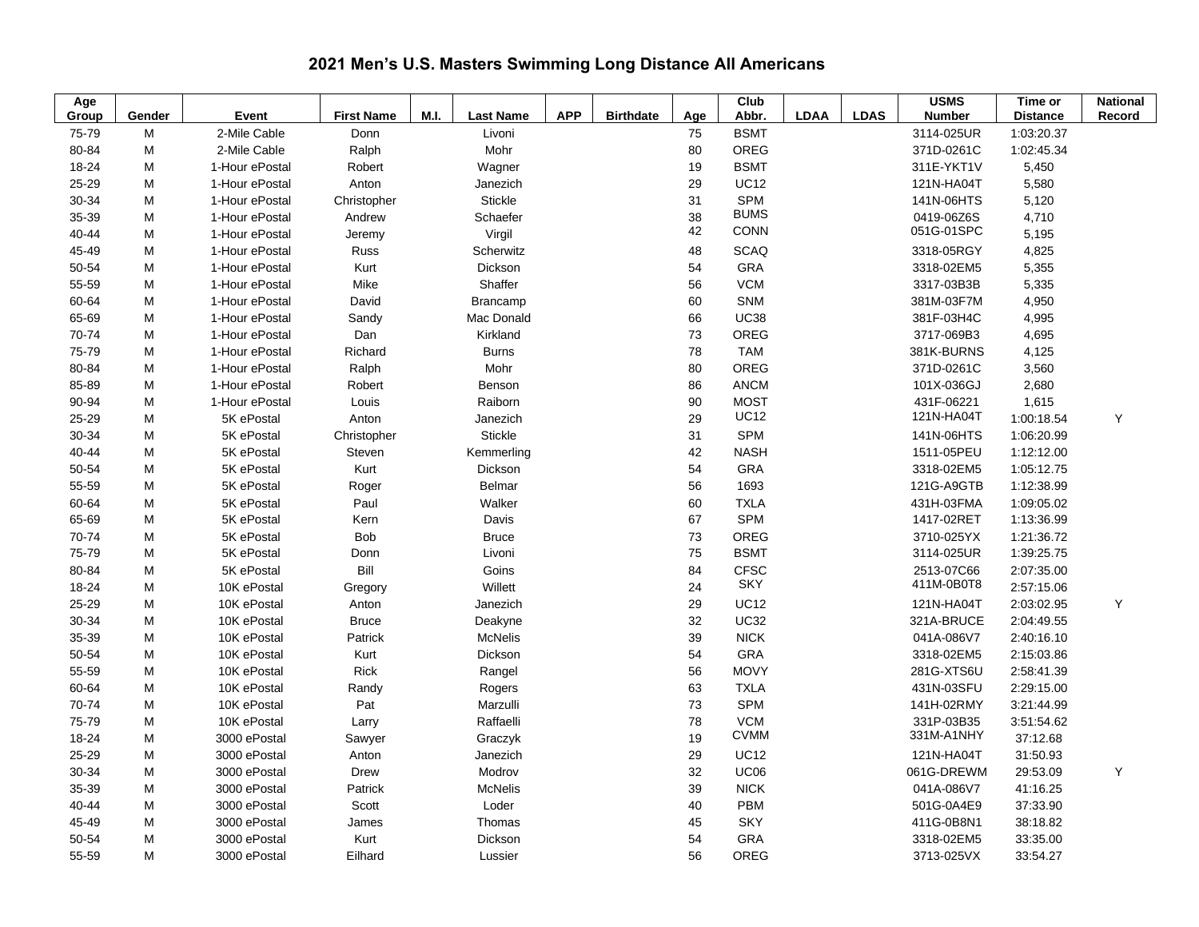# 2021 Men's U.S. Masters Swimming Long Distance All Americans

| Age Group | Gender | Event | First Name | M.I. | Last Name | APP | Birthdate | Age | Club Abbr. | LDAA | LDAS | USMS Number | Time or Distance | National Record |
|---|---|---|---|---|---|---|---|---|---|---|---|---|---|---|
| 75-79 | M | 2-Mile Cable | Donn | | Livoni | | | 75 | BSMT | | | 3114-025UR | 1:03:20.37 | |
| 80-84 | M | 2-Mile Cable | Ralph | | Mohr | | | 80 | OREG | | | 371D-0261C | 1:02:45.34 | |
| 18-24 | M | 1-Hour ePostal | Robert | | Wagner | | | 19 | BSMT | | | 311E-YKT1V | 5,450 | |
| 25-29 | M | 1-Hour ePostal | Anton | | Janezich | | | 29 | UC12 | | | 121N-HA04T | 5,580 | |
| 30-34 | M | 1-Hour ePostal | Christopher | | Stickle | | | 31 | SPM | | | 141N-06HTS | 5,120 | |
| 35-39 | M | 1-Hour ePostal | Andrew | | Schaefer | | | 38 | BUMS | | | 0419-06Z6S | 4,710 | |
| 40-44 | M | 1-Hour ePostal | Jeremy | | Virgil | | | 42 | CONN | | | 051G-01SPC | 5,195 | |
| 45-49 | M | 1-Hour ePostal | Russ | | Scherwitz | | | 48 | SCAQ | | | 3318-05RGY | 4,825 | |
| 50-54 | M | 1-Hour ePostal | Kurt | | Dickson | | | 54 | GRA | | | 3318-02EM5 | 5,355 | |
| 55-59 | M | 1-Hour ePostal | Mike | | Shaffer | | | 56 | VCM | | | 3317-03B3B | 5,335 | |
| 60-64 | M | 1-Hour ePostal | David | | Brancamp | | | 60 | SNM | | | 381M-03F7M | 4,950 | |
| 65-69 | M | 1-Hour ePostal | Sandy | | Mac Donald | | | 66 | UC38 | | | 381F-03H4C | 4,995 | |
| 70-74 | M | 1-Hour ePostal | Dan | | Kirkland | | | 73 | OREG | | | 3717-069B3 | 4,695 | |
| 75-79 | M | 1-Hour ePostal | Richard | | Burns | | | 78 | TAM | | | 381K-BURNS | 4,125 | |
| 80-84 | M | 1-Hour ePostal | Ralph | | Mohr | | | 80 | OREG | | | 371D-0261C | 3,560 | |
| 85-89 | M | 1-Hour ePostal | Robert | | Benson | | | 86 | ANCM | | | 101X-036GJ | 2,680 | |
| 90-94 | M | 1-Hour ePostal | Louis | | Raiborn | | | 90 | MOST | | | 431F-06221 | 1,615 | |
| 25-29 | M | 5K ePostal | Anton | | Janezich | | | 29 | UC12 | | | 121N-HA04T | 1:00:18.54 | Y |
| 30-34 | M | 5K ePostal | Christopher | | Stickle | | | 31 | SPM | | | 141N-06HTS | 1:06:20.99 | |
| 40-44 | M | 5K ePostal | Steven | | Kemmerling | | | 42 | NASH | | | 1511-05PEU | 1:12:12.00 | |
| 50-54 | M | 5K ePostal | Kurt | | Dickson | | | 54 | GRA | | | 3318-02EM5 | 1:05:12.75 | |
| 55-59 | M | 5K ePostal | Roger | | Belmar | | | 56 | 1693 | | | 121G-A9GTB | 1:12:38.99 | |
| 60-64 | M | 5K ePostal | Paul | | Walker | | | 60 | TXLA | | | 431H-03FMA | 1:09:05.02 | |
| 65-69 | M | 5K ePostal | Kern | | Davis | | | 67 | SPM | | | 1417-02RET | 1:13:36.99 | |
| 70-74 | M | 5K ePostal | Bob | | Bruce | | | 73 | OREG | | | 3710-025YX | 1:21:36.72 | |
| 75-79 | M | 5K ePostal | Donn | | Livoni | | | 75 | BSMT | | | 3114-025UR | 1:39:25.75 | |
| 80-84 | M | 5K ePostal | Bill | | Goins | | | 84 | CFSC | | | 2513-07C66 | 2:07:35.00 | |
| 18-24 | M | 10K ePostal | Gregory | | Willett | | | 24 | SKY | | | 411M-0B0T8 | 2:57:15.06 | |
| 25-29 | M | 10K ePostal | Anton | | Janezich | | | 29 | UC12 | | | 121N-HA04T | 2:03:02.95 | Y |
| 30-34 | M | 10K ePostal | Bruce | | Deakyne | | | 32 | UC32 | | | 321A-BRUCE | 2:04:49.55 | |
| 35-39 | M | 10K ePostal | Patrick | | McNelis | | | 39 | NICK | | | 041A-086V7 | 2:40:16.10 | |
| 50-54 | M | 10K ePostal | Kurt | | Dickson | | | 54 | GRA | | | 3318-02EM5 | 2:15:03.86 | |
| 55-59 | M | 10K ePostal | Rick | | Rangel | | | 56 | MOVY | | | 281G-XTS6U | 2:58:41.39 | |
| 60-64 | M | 10K ePostal | Randy | | Rogers | | | 63 | TXLA | | | 431N-03SFU | 2:29:15.00 | |
| 70-74 | M | 10K ePostal | Pat | | Marzulli | | | 73 | SPM | | | 141H-02RMY | 3:21:44.99 | |
| 75-79 | M | 10K ePostal | Larry | | Raffaelli | | | 78 | VCM | | | 331P-03B35 | 3:51:54.62 | |
| 18-24 | M | 3000 ePostal | Sawyer | | Graczyk | | | 19 | CVMM | | | 331M-A1NHY | 37:12.68 | |
| 25-29 | M | 3000 ePostal | Anton | | Janezich | | | 29 | UC12 | | | 121N-HA04T | 31:50.93 | |
| 30-34 | M | 3000 ePostal | Drew | | Modrov | | | 32 | UC06 | | | 061G-DREWM | 29:53.09 | Y |
| 35-39 | M | 3000 ePostal | Patrick | | McNelis | | | 39 | NICK | | | 041A-086V7 | 41:16.25 | |
| 40-44 | M | 3000 ePostal | Scott | | Loder | | | 40 | PBM | | | 501G-0A4E9 | 37:33.90 | |
| 45-49 | M | 3000 ePostal | James | | Thomas | | | 45 | SKY | | | 411G-0B8N1 | 38:18.82 | |
| 50-54 | M | 3000 ePostal | Kurt | | Dickson | | | 54 | GRA | | | 3318-02EM5 | 33:35.00 | |
| 55-59 | M | 3000 ePostal | Eilhard | | Lussier | | | 56 | OREG | | | 3713-025VX | 33:54.27 | |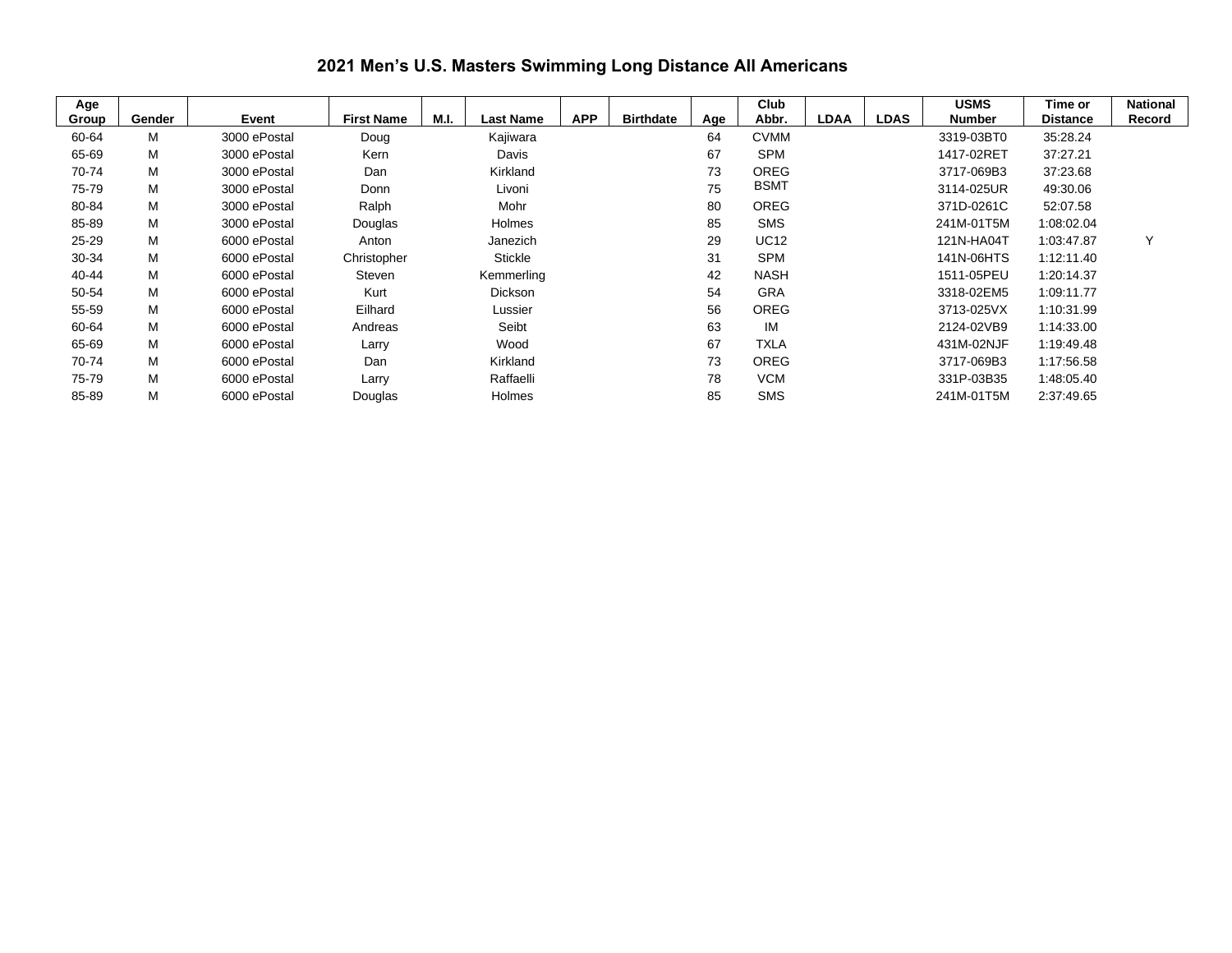# 2021 Men's U.S. Masters Swimming Long Distance All Americans

| Age Group | Gender | Event | First Name | M.I. | Last Name | APP | Birthdate | Age | Club Abbr. | LDAA | LDAS | USMS Number | Time or Distance | National Record |
|---|---|---|---|---|---|---|---|---|---|---|---|---|---|---|
| 60-64 | M | 3000 ePostal | Doug | | Kajiwara | | | 64 | CVMM | | | 3319-03BT0 | 35:28.24 | |
| 65-69 | M | 3000 ePostal | Kern | | Davis | | | 67 | SPM | | | 1417-02RET | 37:27.21 | |
| 70-74 | M | 3000 ePostal | Dan | | Kirkland | | | 73 | OREG | | | 3717-069B3 | 37:23.68 | |
| 75-79 | M | 3000 ePostal | Donn | | Livoni | | | 75 | BSMT | | | 3114-025UR | 49:30.06 | |
| 80-84 | M | 3000 ePostal | Ralph | | Mohr | | | 80 | OREG | | | 371D-0261C | 52:07.58 | |
| 85-89 | M | 3000 ePostal | Douglas | | Holmes | | | 85 | SMS | | | 241M-01T5M | 1:08:02.04 | |
| 25-29 | M | 6000 ePostal | Anton | | Janezich | | | 29 | UC12 | | | 121N-HA04T | 1:03:47.87 | Y |
| 30-34 | M | 6000 ePostal | Christopher | | Stickle | | | 31 | SPM | | | 141N-06HTS | 1:12:11.40 | |
| 40-44 | M | 6000 ePostal | Steven | | Kemmerling | | | 42 | NASH | | | 1511-05PEU | 1:20:14.37 | |
| 50-54 | M | 6000 ePostal | Kurt | | Dickson | | | 54 | GRA | | | 3318-02EM5 | 1:09:11.77 | |
| 55-59 | M | 6000 ePostal | Eilhard | | Lussier | | | 56 | OREG | | | 3713-025VX | 1:10:31.99 | |
| 60-64 | M | 6000 ePostal | Andreas | | Seibt | | | 63 | IM | | | 2124-02VB9 | 1:14:33.00 | |
| 65-69 | M | 6000 ePostal | Larry | | Wood | | | 67 | TXLA | | | 431M-02NJF | 1:19:49.48 | |
| 70-74 | M | 6000 ePostal | Dan | | Kirkland | | | 73 | OREG | | | 3717-069B3 | 1:17:56.58 | |
| 75-79 | M | 6000 ePostal | Larry | | Raffaelli | | | 78 | VCM | | | 331P-03B35 | 1:48:05.40 | |
| 85-89 | M | 6000 ePostal | Douglas | | Holmes | | | 85 | SMS | | | 241M-01T5M | 2:37:49.65 | |